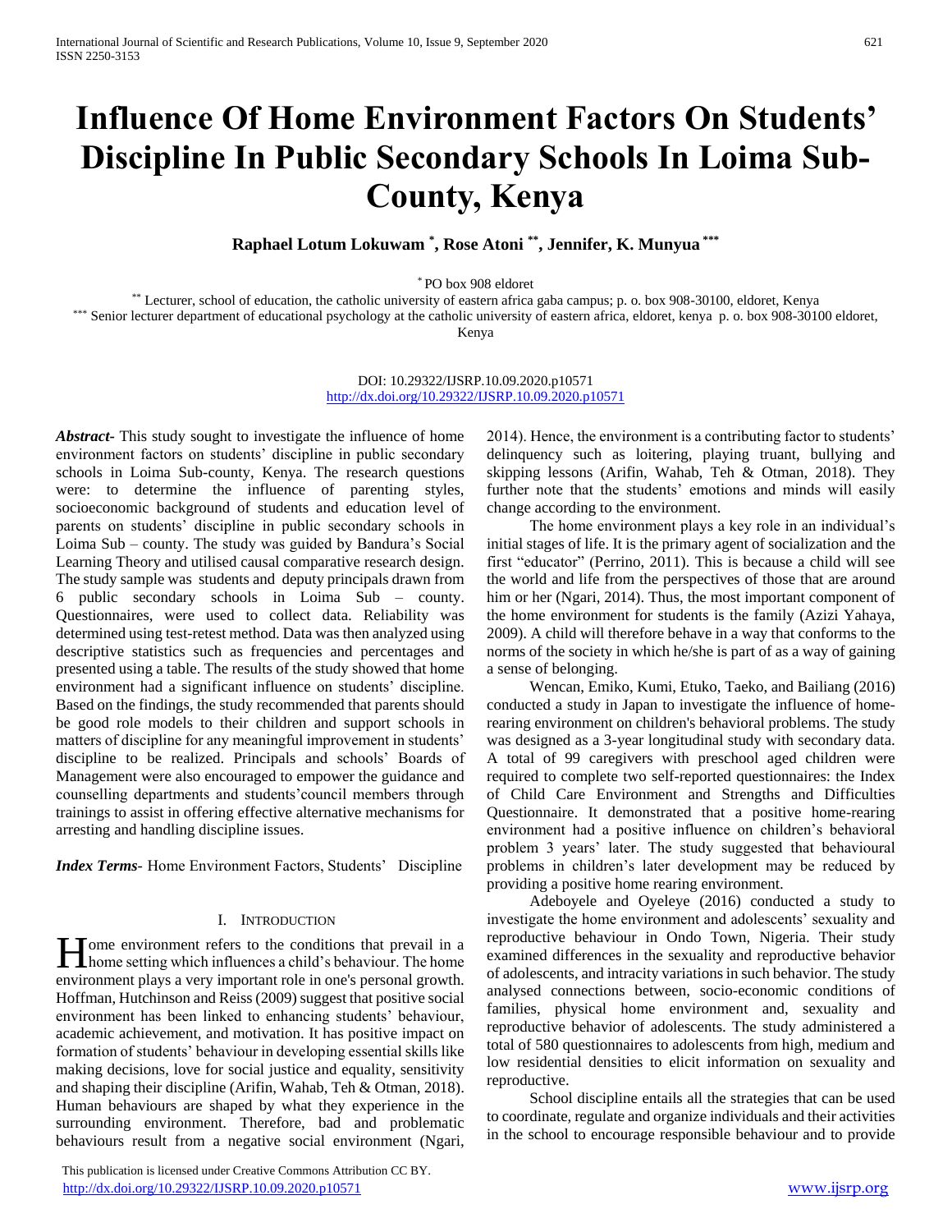# Influence Of Home Environment Factors On Students' Discipline In Public Secondary Schools In Loima Sub-County, Kenya

**Raphael Lotum Lokuwam [*], Rose Atoni [**], Jennifer, K. Munyua [***]**

[*] PO box 908 eldoret

[**] Lecturer, school of education, the catholic university of eastern africa gaba campus; p. o. box 908-30100, eldoret, Kenya

[***] Senior lecturer department of educational psychology at the catholic university of eastern africa, eldoret, kenya p. o. box 908-30100 eldoret, Kenya

DOI: 10.29322/IJSRP.10.09.2020.p10571
http://dx.doi.org/10.29322/IJSRP.10.09.2020.p10571

***Abstract-*** This study sought to investigate the influence of home environment factors on students' discipline in public secondary schools in Loima Sub-county, Kenya. The research questions were: to determine the influence of parenting styles, socioeconomic background of students and education level of parents on students' discipline in public secondary schools in Loima Sub – county. The study was guided by Bandura's Social Learning Theory and utilised causal comparative research design. The study sample was students and deputy principals drawn from 6 public secondary schools in Loima Sub – county. Questionnaires, were used to collect data. Reliability was determined using test-retest method. Data was then analyzed using descriptive statistics such as frequencies and percentages and presented using a table. The results of the study showed that home environment had a significant influence on students' discipline. Based on the findings, the study recommended that parents should be good role models to their children and support schools in matters of discipline for any meaningful improvement in students' discipline to be realized. Principals and schools' Boards of Management were also encouraged to empower the guidance and counselling departments and students'council members through trainings to assist in offering effective alternative mechanisms for arresting and handling discipline issues.

***Index Terms-*** Home Environment Factors, Students' Discipline

## I. Introduction

Home environment refers to the conditions that prevail in a home setting which influences a child's behaviour. The home environment plays a very important role in one's personal growth. Hoffman, Hutchinson and Reiss (2009) suggest that positive social environment has been linked to enhancing students' behaviour, academic achievement, and motivation. It has positive impact on formation of students' behaviour in developing essential skills like making decisions, love for social justice and equality, sensitivity and shaping their discipline (Arifin, Wahab, Teh & Otman, 2018). Human behaviours are shaped by what they experience in the surrounding environment. Therefore, bad and problematic behaviours result from a negative social environment (Ngari, 2014). Hence, the environment is a contributing factor to students' delinquency such as loitering, playing truant, bullying and skipping lessons (Arifin, Wahab, Teh & Otman, 2018). They further note that the students' emotions and minds will easily change according to the environment.

The home environment plays a key role in an individual's initial stages of life. It is the primary agent of socialization and the first "educator" (Perrino, 2011). This is because a child will see the world and life from the perspectives of those that are around him or her (Ngari, 2014). Thus, the most important component of the home environment for students is the family (Azizi Yahaya, 2009). A child will therefore behave in a way that conforms to the norms of the society in which he/she is part of as a way of gaining a sense of belonging.

Wencan, Emiko, Kumi, Etuko, Taeko, and Bailiang (2016) conducted a study in Japan to investigate the influence of home-rearing environment on children's behavioral problems. The study was designed as a 3-year longitudinal study with secondary data. A total of 99 caregivers with preschool aged children were required to complete two self-reported questionnaires: the Index of Child Care Environment and Strengths and Difficulties Questionnaire. It demonstrated that a positive home-rearing environment had a positive influence on children's behavioral problem 3 years' later. The study suggested that behavioural problems in children's later development may be reduced by providing a positive home rearing environment.

Adeboyele and Oyeleye (2016) conducted a study to investigate the home environment and adolescents' sexuality and reproductive behaviour in Ondo Town, Nigeria. Their study examined differences in the sexuality and reproductive behavior of adolescents, and intracity variations in such behavior. The study analysed connections between, socio-economic conditions of families, physical home environment and, sexuality and reproductive behavior of adolescents. The study administered a total of 580 questionnaires to adolescents from high, medium and low residential densities to elicit information on sexuality and reproductive.

School discipline entails all the strategies that can be used to coordinate, regulate and organize individuals and their activities in the school to encourage responsible behaviour and to provide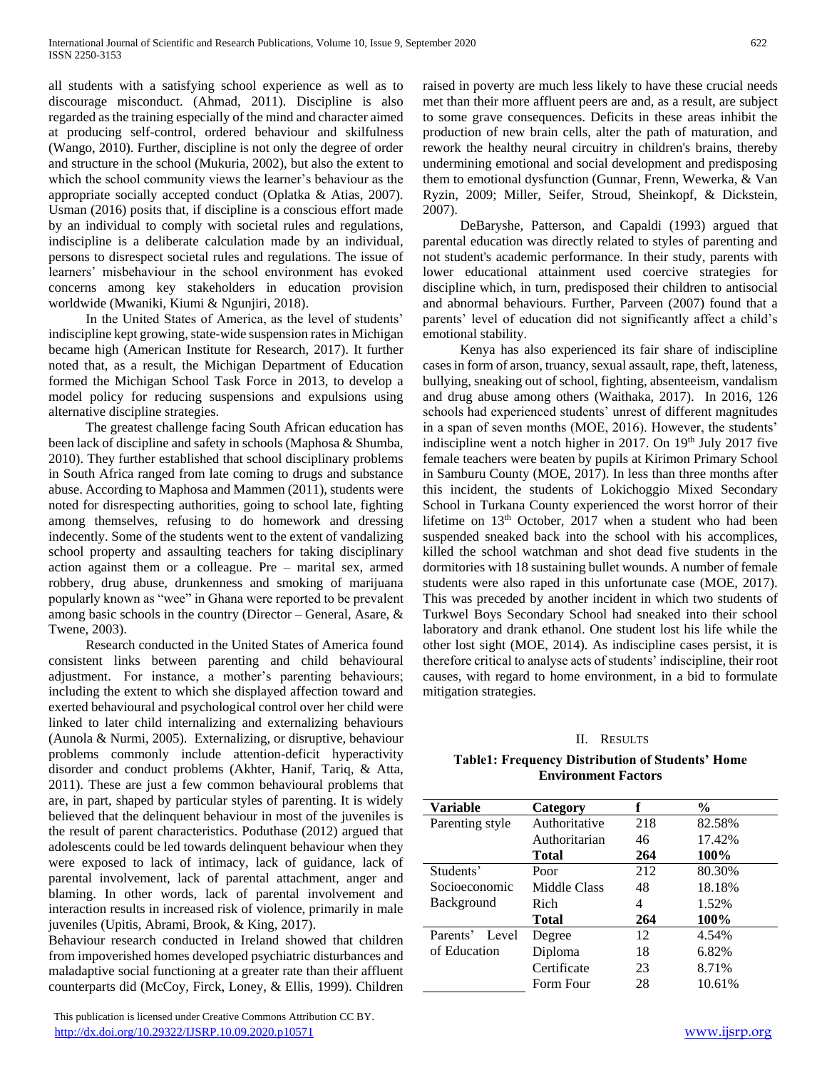all students with a satisfying school experience as well as to discourage misconduct. (Ahmad, 2011). Discipline is also regarded as the training especially of the mind and character aimed at producing self-control, ordered behaviour and skilfulness (Wango, 2010). Further, discipline is not only the degree of order and structure in the school (Mukuria, 2002), but also the extent to which the school community views the learner's behaviour as the appropriate socially accepted conduct (Oplatka & Atias, 2007). Usman (2016) posits that, if discipline is a conscious effort made by an individual to comply with societal rules and regulations, indiscipline is a deliberate calculation made by an individual, persons to disrespect societal rules and regulations. The issue of learners' misbehaviour in the school environment has evoked concerns among key stakeholders in education provision worldwide (Mwaniki, Kiumi & Ngunjiri, 2018).

In the United States of America, as the level of students' indiscipline kept growing, state-wide suspension rates in Michigan became high (American Institute for Research, 2017). It further noted that, as a result, the Michigan Department of Education formed the Michigan School Task Force in 2013, to develop a model policy for reducing suspensions and expulsions using alternative discipline strategies.

The greatest challenge facing South African education has been lack of discipline and safety in schools (Maphosa & Shumba, 2010). They further established that school disciplinary problems in South Africa ranged from late coming to drugs and substance abuse. According to Maphosa and Mammen (2011), students were noted for disrespecting authorities, going to school late, fighting among themselves, refusing to do homework and dressing indecently. Some of the students went to the extent of vandalizing school property and assaulting teachers for taking disciplinary action against them or a colleague. Pre – marital sex, armed robbery, drug abuse, drunkenness and smoking of marijuana popularly known as "wee" in Ghana were reported to be prevalent among basic schools in the country (Director – General, Asare, & Twene, 2003).

Research conducted in the United States of America found consistent links between parenting and child behavioural adjustment. For instance, a mother's parenting behaviours; including the extent to which she displayed affection toward and exerted behavioural and psychological control over her child were linked to later child internalizing and externalizing behaviours (Aunola & Nurmi, 2005). Externalizing, or disruptive, behaviour problems commonly include attention-deficit hyperactivity disorder and conduct problems (Akhter, Hanif, Tariq, & Atta, 2011). These are just a few common behavioural problems that are, in part, shaped by particular styles of parenting. It is widely believed that the delinquent behaviour in most of the juveniles is the result of parent characteristics. Poduthase (2012) argued that adolescents could be led towards delinquent behaviour when they were exposed to lack of intimacy, lack of guidance, lack of parental involvement, lack of parental attachment, anger and blaming. In other words, lack of parental involvement and interaction results in increased risk of violence, primarily in male juveniles (Upitis, Abrami, Brook, & King, 2017).

Behaviour research conducted in Ireland showed that children from impoverished homes developed psychiatric disturbances and maladaptive social functioning at a greater rate than their affluent counterparts did (McCoy, Firck, Loney, & Ellis, 1999). Children raised in poverty are much less likely to have these crucial needs met than their more affluent peers are and, as a result, are subject to some grave consequences. Deficits in these areas inhibit the production of new brain cells, alter the path of maturation, and rework the healthy neural circuitry in children's brains, thereby undermining emotional and social development and predisposing them to emotional dysfunction (Gunnar, Frenn, Wewerka, & Van Ryzin, 2009; Miller, Seifer, Stroud, Sheinkopf, & Dickstein, 2007).

DeBaryshe, Patterson, and Capaldi (1993) argued that parental education was directly related to styles of parenting and not student's academic performance. In their study, parents with lower educational attainment used coercive strategies for discipline which, in turn, predisposed their children to antisocial and abnormal behaviours. Further, Parveen (2007) found that a parents' level of education did not significantly affect a child's emotional stability.

Kenya has also experienced its fair share of indiscipline cases in form of arson, truancy, sexual assault, rape, theft, lateness, bullying, sneaking out of school, fighting, absenteeism, vandalism and drug abuse among others (Waithaka, 2017). In 2016, 126 schools had experienced students' unrest of different magnitudes in a span of seven months (MOE, 2016). However, the students' indiscipline went a notch higher in 2017. On 19th July 2017 five female teachers were beaten by pupils at Kirimon Primary School in Samburu County (MOE, 2017). In less than three months after this incident, the students of Lokichoggio Mixed Secondary School in Turkana County experienced the worst horror of their lifetime on 13th October, 2017 when a student who had been suspended sneaked back into the school with his accomplices, killed the school watchman and shot dead five students in the dormitories with 18 sustaining bullet wounds. A number of female students were also raped in this unfortunate case (MOE, 2017). This was preceded by another incident in which two students of Turkwel Boys Secondary School had sneaked into their school laboratory and drank ethanol. One student lost his life while the other lost sight (MOE, 2014). As indiscipline cases persist, it is therefore critical to analyse acts of students' indiscipline, their root causes, with regard to home environment, in a bid to formulate mitigation strategies.

## II. Results

**Table1: Frequency Distribution of Students' Home Environment Factors**

| Variable | Category | f | % |
|---|---|---|---|
| Parenting style | Authoritative | 218 | 82.58% |
| | Authoritarian | 46 | 17.42% |
| | **Total** | **264** | **100%** |
| Students' Socioeconomic Background | Poor | 212 | 80.30% |
| | Middle Class | 48 | 18.18% |
| | Rich | 4 | 1.52% |
| | **Total** | **264** | **100%** |
| Parents' Level of Education | Degree | 12 | 4.54% |
| | Diploma | 18 | 6.82% |
| | Certificate | 23 | 8.71% |
| | Form Four | 28 | 10.61% |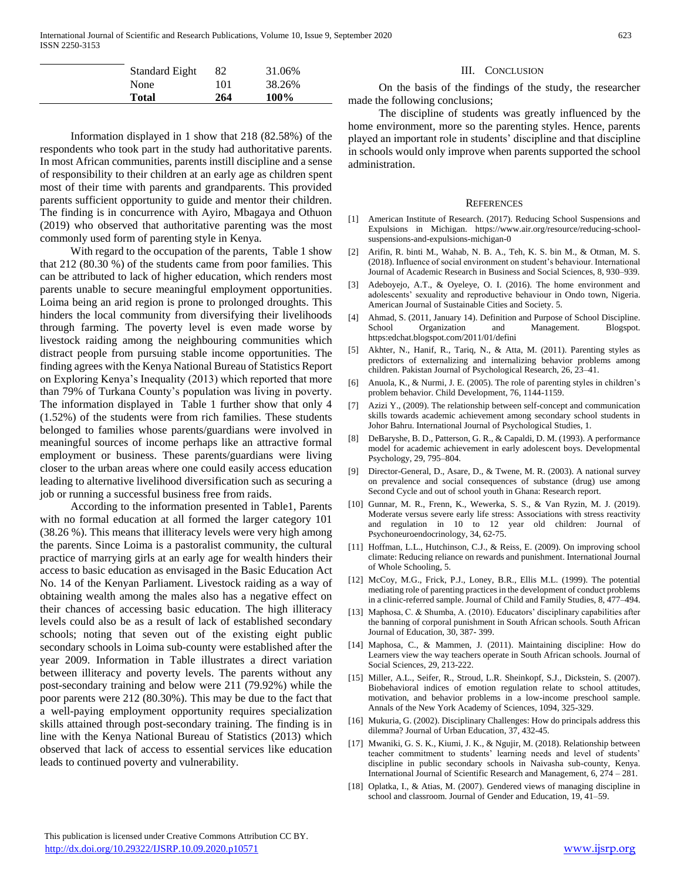| | | | |
|---|---|---|---|
| | Standard Eight | 82 | 31.06% |
| | None | 101 | 38.26% |
| | **Total** | **264** | **100%** |

Information displayed in 1 show that 218 (82.58%) of the respondents who took part in the study had authoritative parents. In most African communities, parents instill discipline and a sense of responsibility to their children at an early age as children spent most of their time with parents and grandparents. This provided parents sufficient opportunity to guide and mentor their children. The finding is in concurrence with Ayiro, Mbagaya and Othuon (2019) who observed that authoritative parenting was the most commonly used form of parenting style in Kenya.

With regard to the occupation of the parents, Table 1 show that 212 (80.30 %) of the students came from poor families. This can be attributed to lack of higher education, which renders most parents unable to secure meaningful employment opportunities. Loima being an arid region is prone to prolonged droughts. This hinders the local community from diversifying their livelihoods through farming. The poverty level is even made worse by livestock raiding among the neighbouring communities which distract people from pursuing stable income opportunities. The finding agrees with the Kenya National Bureau of Statistics Report on Exploring Kenya's Inequality (2013) which reported that more than 79% of Turkana County's population was living in poverty. The information displayed in Table 1 further show that only 4 (1.52%) of the students were from rich families. These students belonged to families whose parents/guardians were involved in meaningful sources of income perhaps like an attractive formal employment or business. These parents/guardians were living closer to the urban areas where one could easily access education leading to alternative livelihood diversification such as securing a job or running a successful business free from raids.

According to the information presented in Table1, Parents with no formal education at all formed the larger category 101 (38.26 %). This means that illiteracy levels were very high among the parents. Since Loima is a pastoralist community, the cultural practice of marrying girls at an early age for wealth hinders their access to basic education as envisaged in the Basic Education Act No. 14 of the Kenyan Parliament. Livestock raiding as a way of obtaining wealth among the males also has a negative effect on their chances of accessing basic education. The high illiteracy levels could also be as a result of lack of established secondary schools; noting that seven out of the existing eight public secondary schools in Loima sub-county were established after the year 2009. Information in Table illustrates a direct variation between illiteracy and poverty levels. The parents without any post-secondary training and below were 211 (79.92%) while the poor parents were 212 (80.30%). This may be due to the fact that a well-paying employment opportunity requires specialization skills attained through post-secondary training. The finding is in line with the Kenya National Bureau of Statistics (2013) which observed that lack of access to essential services like education leads to continued poverty and vulnerability.

## III. Conclusion

On the basis of the findings of the study, the researcher made the following conclusions;

The discipline of students was greatly influenced by the home environment, more so the parenting styles. Hence, parents played an important role in students' discipline and that discipline in schools would only improve when parents supported the school administration.

## References

[1] American Institute of Research. (2017). Reducing School Suspensions and Expulsions in Michigan. https://www.air.org/resource/reducing-school-suspensions-and-expulsions-michigan-0

[2] Arifin, R. binti M., Wahab, N. B. A., Teh, K. S. bin M., & Otman, M. S. (2018). Influence of social environment on student's behaviour. International Journal of Academic Research in Business and Social Sciences, 8, 930–939.

[3] Adeboyejo, A.T., & Oyeleye, O. I. (2016). The home environment and adolescents' sexuality and reproductive behaviour in Ondo town, Nigeria. American Journal of Sustainable Cities and Society. 5.

[4] Ahmad, S. (2011, January 14). Definition and Purpose of School Discipline. School Organization and Management. Blogspot. https:edchat.blogspot.com/2011/01/defini

[5] Akhter, N., Hanif, R., Tariq, N., & Atta, M. (2011). Parenting styles as predictors of externalizing and internalizing behavior problems among children. Pakistan Journal of Psychological Research, 26, 23–41.

[6] Anuola, K., & Nurmi, J. E. (2005). The role of parenting styles in children's problem behavior. Child Development, 76, 1144-1159.

[7] Azizi Y., (2009). The relationship between self-concept and communication skills towards academic achievement among secondary school students in Johor Bahru. International Journal of Psychological Studies, 1.

[8] DeBaryshe, B. D., Patterson, G. R., & Capaldi, D. M. (1993). A performance model for academic achievement in early adolescent boys. Developmental Psychology, 29, 795–804.

[9] Director-General, D., Asare, D., & Twene, M. R. (2003). A national survey on prevalence and social consequences of substance (drug) use among Second Cycle and out of school youth in Ghana: Research report.

[10] Gunnar, M. R., Frenn, K., Wewerka, S. S., & Van Ryzin, M. J. (2019). Moderate versus severe early life stress: Associations with stress reactivity and regulation in 10 to 12 year old children: Journal of Psychoneuroendocrinology, 34, 62-75.

[11] Hoffman, L.L., Hutchinson, C.J., & Reiss, E. (2009). On improving school climate: Reducing reliance on rewards and punishment. International Journal of Whole Schooling, 5.

[12] McCoy, M.G., Frick, P.J., Loney, B.R., Ellis M.L. (1999). The potential mediating role of parenting practices in the development of conduct problems in a clinic-referred sample. Journal of Child and Family Studies, 8, 477–494.

[13] Maphosa, C. & Shumba, A. (2010). Educators' disciplinary capabilities after the banning of corporal punishment in South African schools. South African Journal of Education, 30, 387- 399.

[14] Maphosa, C., & Mammen, J. (2011). Maintaining discipline: How do Learners view the way teachers operate in South African schools. Journal of Social Sciences, 29, 213-222.

[15] Miller, A.L., Seifer, R., Stroud, L.R. Sheinkopf, S.J., Dickstein, S. (2007). Biobehavioral indices of emotion regulation relate to school attitudes, motivation, and behavior problems in a low-income preschool sample. Annals of the New York Academy of Sciences, 1094, 325-329.

[16] Mukuria, G. (2002). Disciplinary Challenges: How do principals address this dilemma? Journal of Urban Education, 37, 432-45.

[17] Mwaniki, G. S. K., Kiumi, J. K., & Ngujir, M. (2018). Relationship between teacher commitment to students' learning needs and level of students' discipline in public secondary schools in Naivasha sub-county, Kenya. International Journal of Scientific Research and Management, 6, 274 – 281.

[18] Oplatka, I., & Atias, M. (2007). Gendered views of managing discipline in school and classroom. Journal of Gender and Education, 19, 41–59.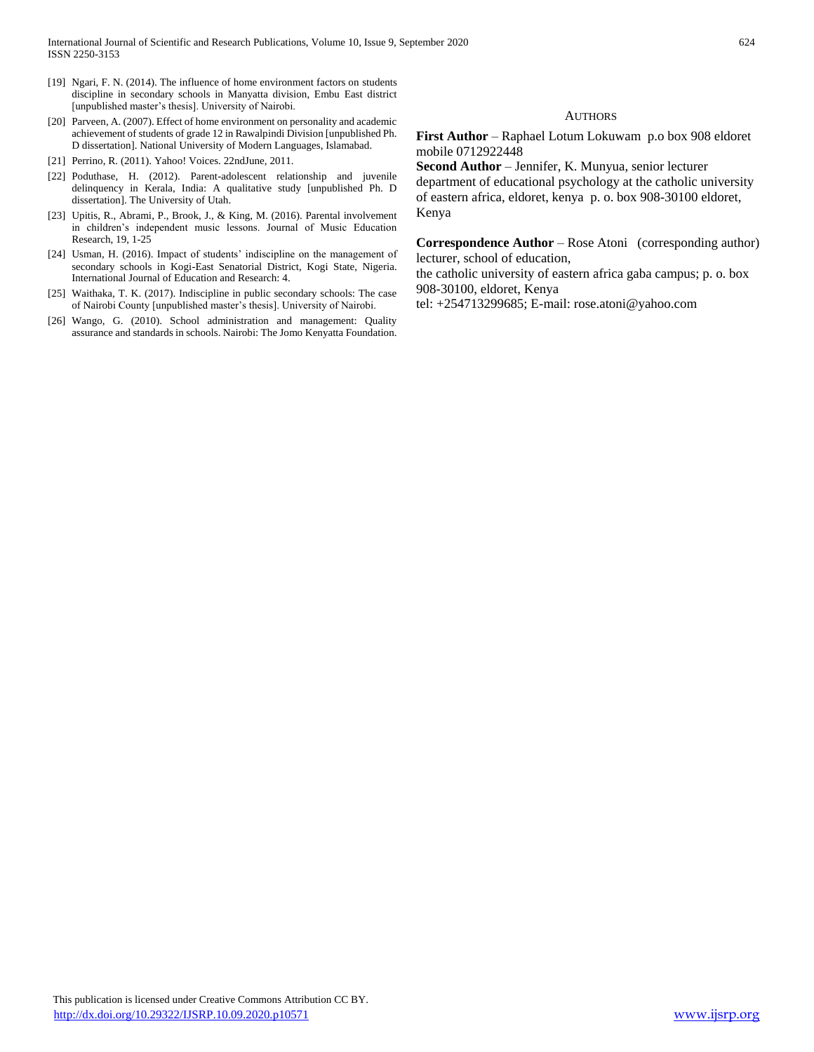[19] Ngari, F. N. (2014). The influence of home environment factors on students discipline in secondary schools in Manyatta division, Embu East district [unpublished master's thesis]. University of Nairobi.

[20] Parveen, A. (2007). Effect of home environment on personality and academic achievement of students of grade 12 in Rawalpindi Division [unpublished Ph. D dissertation]. National University of Modern Languages, Islamabad.

[21] Perrino, R. (2011). Yahoo! Voices. 22ndJune, 2011.

[22] Poduthase, H. (2012). Parent-adolescent relationship and juvenile delinquency in Kerala, India: A qualitative study [unpublished Ph. D dissertation]. The University of Utah.

[23] Upitis, R., Abrami, P., Brook, J., & King, M. (2016). Parental involvement in children's independent music lessons. Journal of Music Education Research, 19, 1-25

[24] Usman, H. (2016). Impact of students' indiscipline on the management of secondary schools in Kogi-East Senatorial District, Kogi State, Nigeria. International Journal of Education and Research: 4.

[25] Waithaka, T. K. (2017). Indiscipline in public secondary schools: The case of Nairobi County [unpublished master's thesis]. University of Nairobi.

[26] Wango, G. (2010). School administration and management: Quality assurance and standards in schools. Nairobi: The Jomo Kenyatta Foundation.

## Authors

**First Author** – Raphael Lotum Lokuwam p.o box 908 eldoret mobile 0712922448

**Second Author** – Jennifer, K. Munyua, senior lecturer department of educational psychology at the catholic university of eastern africa, eldoret, kenya p. o. box 908-30100 eldoret, Kenya

**Correspondence Author** – Rose Atoni (corresponding author) lecturer, school of education,
the catholic university of eastern africa gaba campus; p. o. box 908-30100, eldoret, Kenya
tel: +254713299685; E-mail: rose.atoni@yahoo.com

This publication is licensed under Creative Commons Attribution CC BY.
http://dx.doi.org/10.29322/IJSRP.10.09.2020.p10571